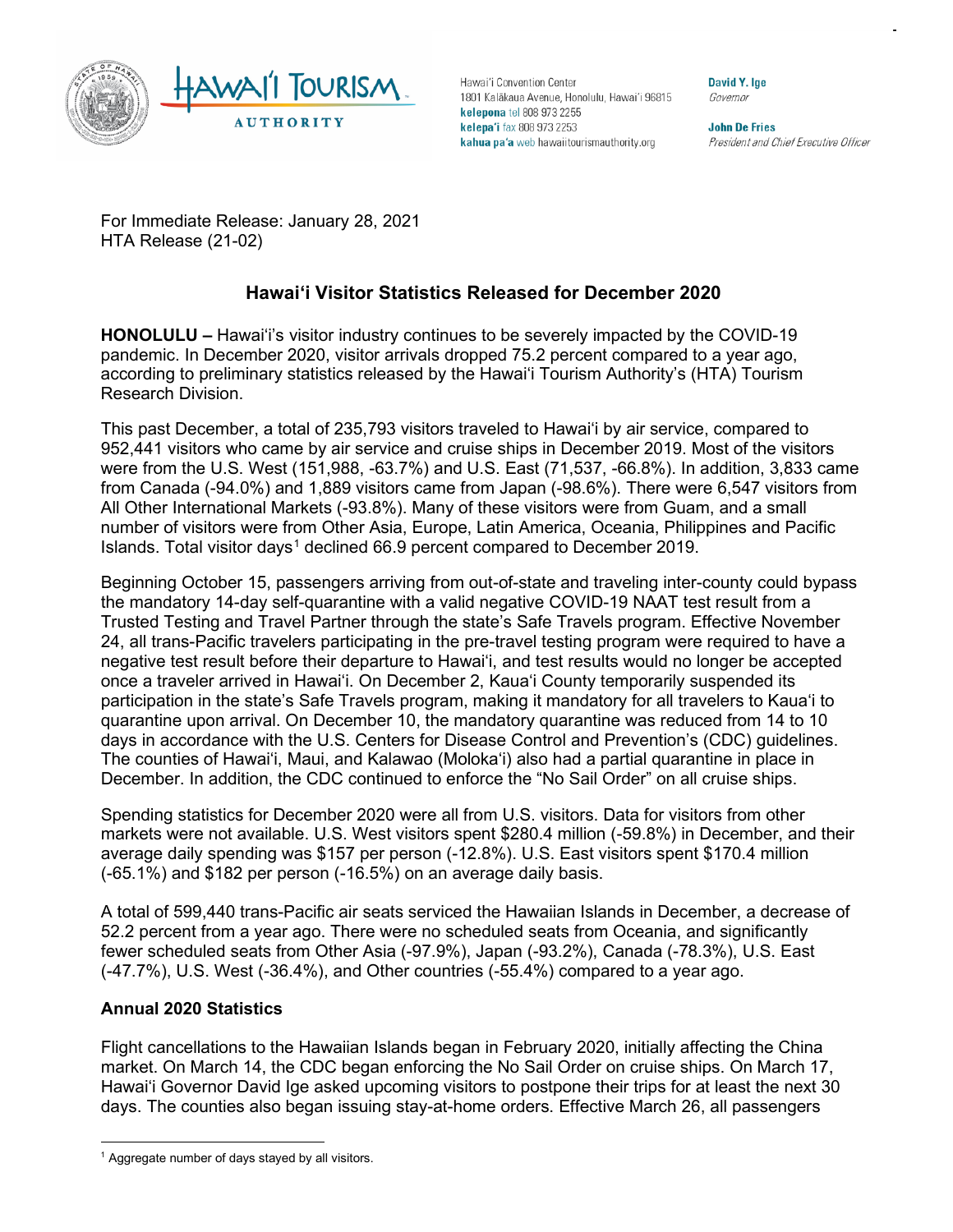Hawaiʻi Convention Center
1801 Kalākaua Avenue, Honolulu, Hawaiʻi 96815
**kelepona** tel 808 973 2255
**kelepaʻi** fax 808 973 2253
**kahua paʻa** web hawaiitourismauthority.org

**David Y. Ige**
*Governor*

**John De Fries**
*President and Chief Executive Officer*

For Immediate Release: January 28, 2021
HTA Release (21-02)

## Hawaiʻi Visitor Statistics Released for December 2020

**HONOLULU –** Hawaiʻi's visitor industry continues to be severely impacted by the COVID-19 pandemic. In December 2020, visitor arrivals dropped 75.2 percent compared to a year ago, according to preliminary statistics released by the Hawaiʻi Tourism Authority's (HTA) Tourism Research Division.

This past December, a total of 235,793 visitors traveled to Hawaiʻi by air service, compared to 952,441 visitors who came by air service and cruise ships in December 2019. Most of the visitors were from the U.S. West (151,988, -63.7%) and U.S. East (71,537, -66.8%). In addition, 3,833 came from Canada (-94.0%) and 1,889 visitors came from Japan (-98.6%). There were 6,547 visitors from All Other International Markets (-93.8%). Many of these visitors were from Guam, and a small number of visitors were from Other Asia, Europe, Latin America, Oceania, Philippines and Pacific Islands. Total visitor days[1] declined 66.9 percent compared to December 2019.

Beginning October 15, passengers arriving from out-of-state and traveling inter-county could bypass the mandatory 14-day self-quarantine with a valid negative COVID-19 NAAT test result from a Trusted Testing and Travel Partner through the state's Safe Travels program. Effective November 24, all trans-Pacific travelers participating in the pre-travel testing program were required to have a negative test result before their departure to Hawaiʻi, and test results would no longer be accepted once a traveler arrived in Hawaiʻi. On December 2, Kauaʻi County temporarily suspended its participation in the state's Safe Travels program, making it mandatory for all travelers to Kauaʻi to quarantine upon arrival. On December 10, the mandatory quarantine was reduced from 14 to 10 days in accordance with the U.S. Centers for Disease Control and Prevention's (CDC) guidelines. The counties of Hawaiʻi, Maui, and Kalawao (Molokaʻi) also had a partial quarantine in place in December. In addition, the CDC continued to enforce the "No Sail Order" on all cruise ships.

Spending statistics for December 2020 were all from U.S. visitors. Data for visitors from other markets were not available. U.S. West visitors spent $280.4 million (-59.8%) in December, and their average daily spending was $157 per person (-12.8%). U.S. East visitors spent $170.4 million (-65.1%) and $182 per person (-16.5%) on an average daily basis.

A total of 599,440 trans-Pacific air seats serviced the Hawaiian Islands in December, a decrease of 52.2 percent from a year ago. There were no scheduled seats from Oceania, and significantly fewer scheduled seats from Other Asia (-97.9%), Japan (-93.2%), Canada (-78.3%), U.S. East (-47.7%), U.S. West (-36.4%), and Other countries (-55.4%) compared to a year ago.

### Annual 2020 Statistics

Flight cancellations to the Hawaiian Islands began in February 2020, initially affecting the China market. On March 14, the CDC began enforcing the No Sail Order on cruise ships. On March 17, Hawaiʻi Governor David Ige asked upcoming visitors to postpone their trips for at least the next 30 days. The counties also began issuing stay-at-home orders. Effective March 26, all passengers

[1] Aggregate number of days stayed by all visitors.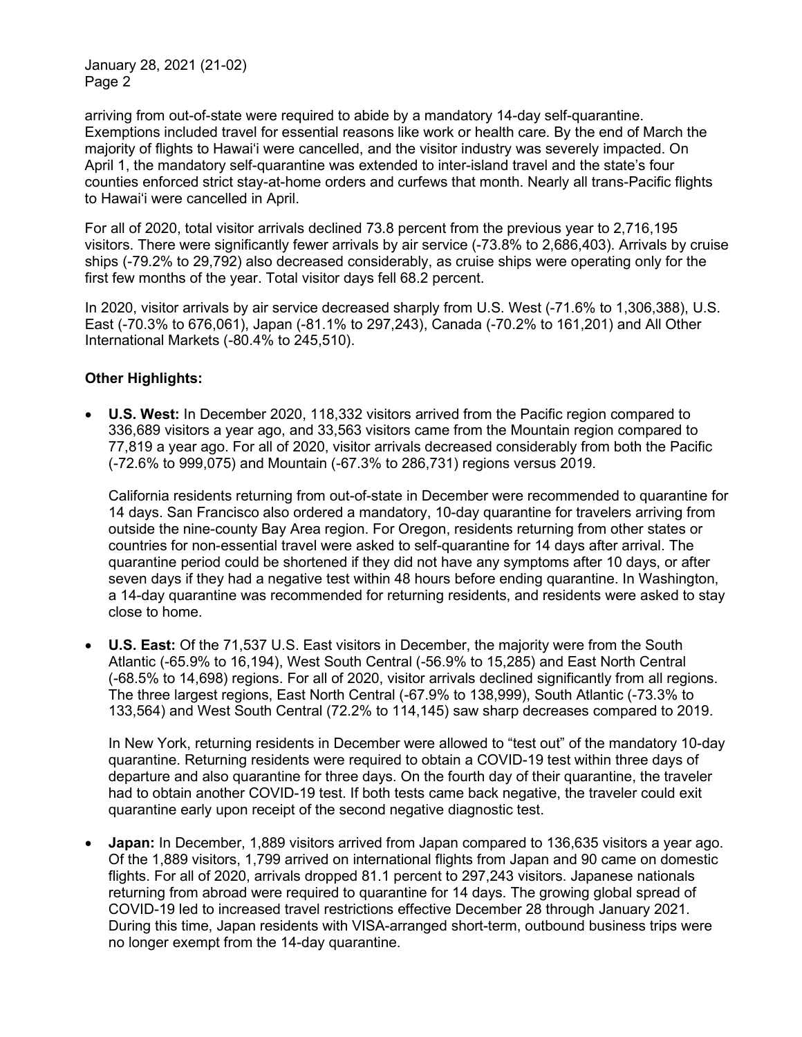arriving from out-of-state were required to abide by a mandatory 14-day self-quarantine. Exemptions included travel for essential reasons like work or health care. By the end of March the majority of flights to Hawaiʻi were cancelled, and the visitor industry was severely impacted. On April 1, the mandatory self-quarantine was extended to inter-island travel and the state's four counties enforced strict stay-at-home orders and curfews that month. Nearly all trans-Pacific flights to Hawaiʻi were cancelled in April.

For all of 2020, total visitor arrivals declined 73.8 percent from the previous year to 2,716,195 visitors. There were significantly fewer arrivals by air service (-73.8% to 2,686,403). Arrivals by cruise ships (-79.2% to 29,792) also decreased considerably, as cruise ships were operating only for the first few months of the year. Total visitor days fell 68.2 percent.

In 2020, visitor arrivals by air service decreased sharply from U.S. West (-71.6% to 1,306,388), U.S. East (-70.3% to 676,061), Japan (-81.1% to 297,243), Canada (-70.2% to 161,201) and All Other International Markets (-80.4% to 245,510).

**Other Highlights:**

- **U.S. West:** In December 2020, 118,332 visitors arrived from the Pacific region compared to 336,689 visitors a year ago, and 33,563 visitors came from the Mountain region compared to 77,819 a year ago. For all of 2020, visitor arrivals decreased considerably from both the Pacific (-72.6% to 999,075) and Mountain (-67.3% to 286,731) regions versus 2019.

  California residents returning from out-of-state in December were recommended to quarantine for 14 days. San Francisco also ordered a mandatory, 10-day quarantine for travelers arriving from outside the nine-county Bay Area region. For Oregon, residents returning from other states or countries for non-essential travel were asked to self-quarantine for 14 days after arrival. The quarantine period could be shortened if they did not have any symptoms after 10 days, or after seven days if they had a negative test within 48 hours before ending quarantine. In Washington, a 14-day quarantine was recommended for returning residents, and residents were asked to stay close to home.

- **U.S. East:** Of the 71,537 U.S. East visitors in December, the majority were from the South Atlantic (-65.9% to 16,194), West South Central (-56.9% to 15,285) and East North Central (-68.5% to 14,698) regions. For all of 2020, visitor arrivals declined significantly from all regions. The three largest regions, East North Central (-67.9% to 138,999), South Atlantic (-73.3% to 133,564) and West South Central (72.2% to 114,145) saw sharp decreases compared to 2019.

  In New York, returning residents in December were allowed to "test out" of the mandatory 10-day quarantine. Returning residents were required to obtain a COVID-19 test within three days of departure and also quarantine for three days. On the fourth day of their quarantine, the traveler had to obtain another COVID-19 test. If both tests came back negative, the traveler could exit quarantine early upon receipt of the second negative diagnostic test.

- **Japan:** In December, 1,889 visitors arrived from Japan compared to 136,635 visitors a year ago. Of the 1,889 visitors, 1,799 arrived on international flights from Japan and 90 came on domestic flights. For all of 2020, arrivals dropped 81.1 percent to 297,243 visitors. Japanese nationals returning from abroad were required to quarantine for 14 days. The growing global spread of COVID-19 led to increased travel restrictions effective December 28 through January 2021. During this time, Japan residents with VISA-arranged short-term, outbound business trips were no longer exempt from the 14-day quarantine.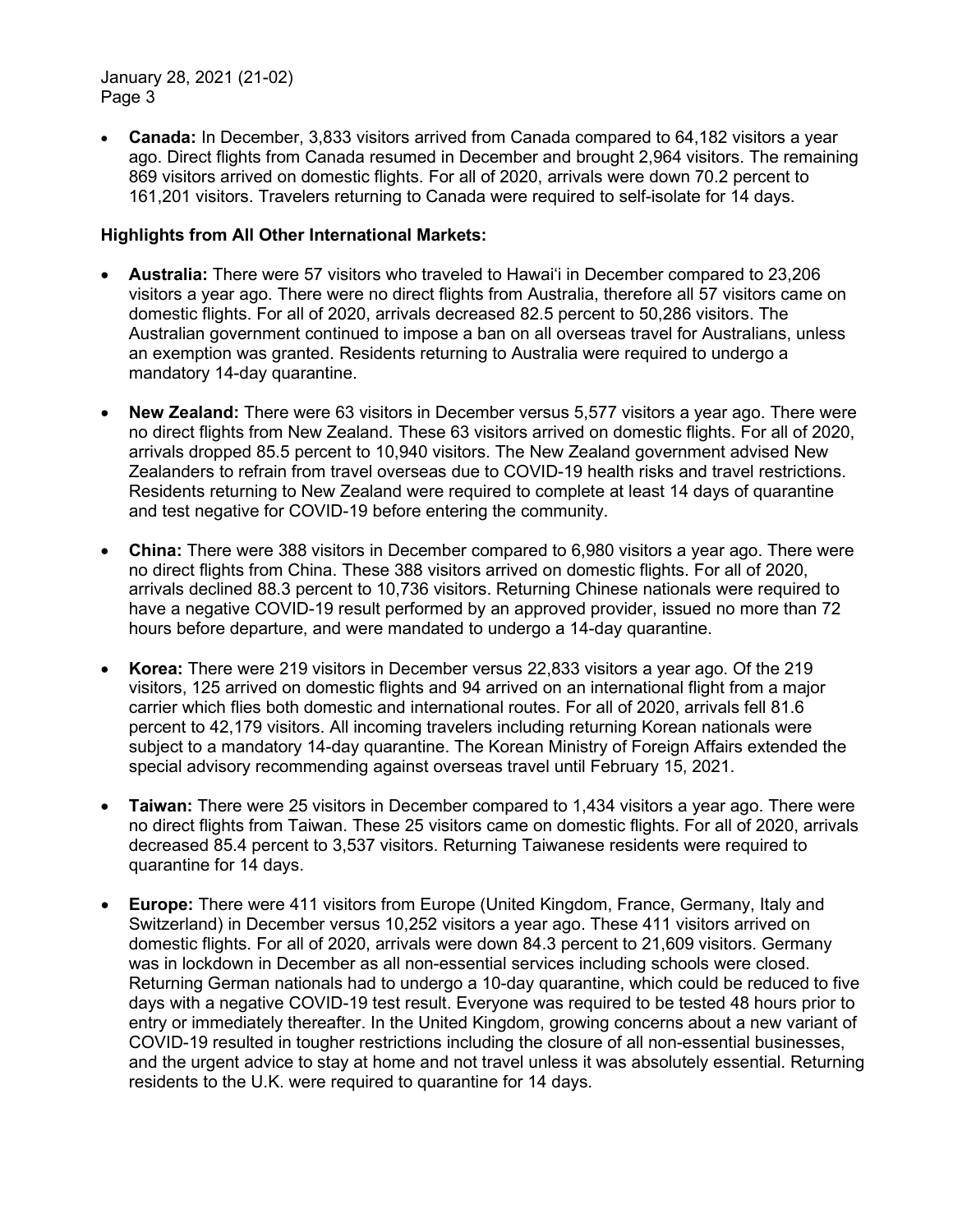- **Canada:** In December, 3,833 visitors arrived from Canada compared to 64,182 visitors a year ago. Direct flights from Canada resumed in December and brought 2,964 visitors. The remaining 869 visitors arrived on domestic flights. For all of 2020, arrivals were down 70.2 percent to 161,201 visitors. Travelers returning to Canada were required to self-isolate for 14 days.

**Highlights from All Other International Markets:**

- **Australia:** There were 57 visitors who traveled to Hawaiʻi in December compared to 23,206 visitors a year ago. There were no direct flights from Australia, therefore all 57 visitors came on domestic flights. For all of 2020, arrivals decreased 82.5 percent to 50,286 visitors. The Australian government continued to impose a ban on all overseas travel for Australians, unless an exemption was granted. Residents returning to Australia were required to undergo a mandatory 14-day quarantine.

- **New Zealand:** There were 63 visitors in December versus 5,577 visitors a year ago. There were no direct flights from New Zealand. These 63 visitors arrived on domestic flights. For all of 2020, arrivals dropped 85.5 percent to 10,940 visitors. The New Zealand government advised New Zealanders to refrain from travel overseas due to COVID-19 health risks and travel restrictions. Residents returning to New Zealand were required to complete at least 14 days of quarantine and test negative for COVID-19 before entering the community.

- **China:** There were 388 visitors in December compared to 6,980 visitors a year ago. There were no direct flights from China. These 388 visitors arrived on domestic flights. For all of 2020, arrivals declined 88.3 percent to 10,736 visitors. Returning Chinese nationals were required to have a negative COVID-19 result performed by an approved provider, issued no more than 72 hours before departure, and were mandated to undergo a 14-day quarantine.

- **Korea:** There were 219 visitors in December versus 22,833 visitors a year ago. Of the 219 visitors, 125 arrived on domestic flights and 94 arrived on an international flight from a major carrier which flies both domestic and international routes. For all of 2020, arrivals fell 81.6 percent to 42,179 visitors. All incoming travelers including returning Korean nationals were subject to a mandatory 14-day quarantine. The Korean Ministry of Foreign Affairs extended the special advisory recommending against overseas travel until February 15, 2021.

- **Taiwan:** There were 25 visitors in December compared to 1,434 visitors a year ago. There were no direct flights from Taiwan. These 25 visitors came on domestic flights. For all of 2020, arrivals decreased 85.4 percent to 3,537 visitors. Returning Taiwanese residents were required to quarantine for 14 days.

- **Europe:** There were 411 visitors from Europe (United Kingdom, France, Germany, Italy and Switzerland) in December versus 10,252 visitors a year ago. These 411 visitors arrived on domestic flights. For all of 2020, arrivals were down 84.3 percent to 21,609 visitors. Germany was in lockdown in December as all non-essential services including schools were closed. Returning German nationals had to undergo a 10-day quarantine, which could be reduced to five days with a negative COVID-19 test result. Everyone was required to be tested 48 hours prior to entry or immediately thereafter. In the United Kingdom, growing concerns about a new variant of COVID-19 resulted in tougher restrictions including the closure of all non-essential businesses, and the urgent advice to stay at home and not travel unless it was absolutely essential. Returning residents to the U.K. were required to quarantine for 14 days.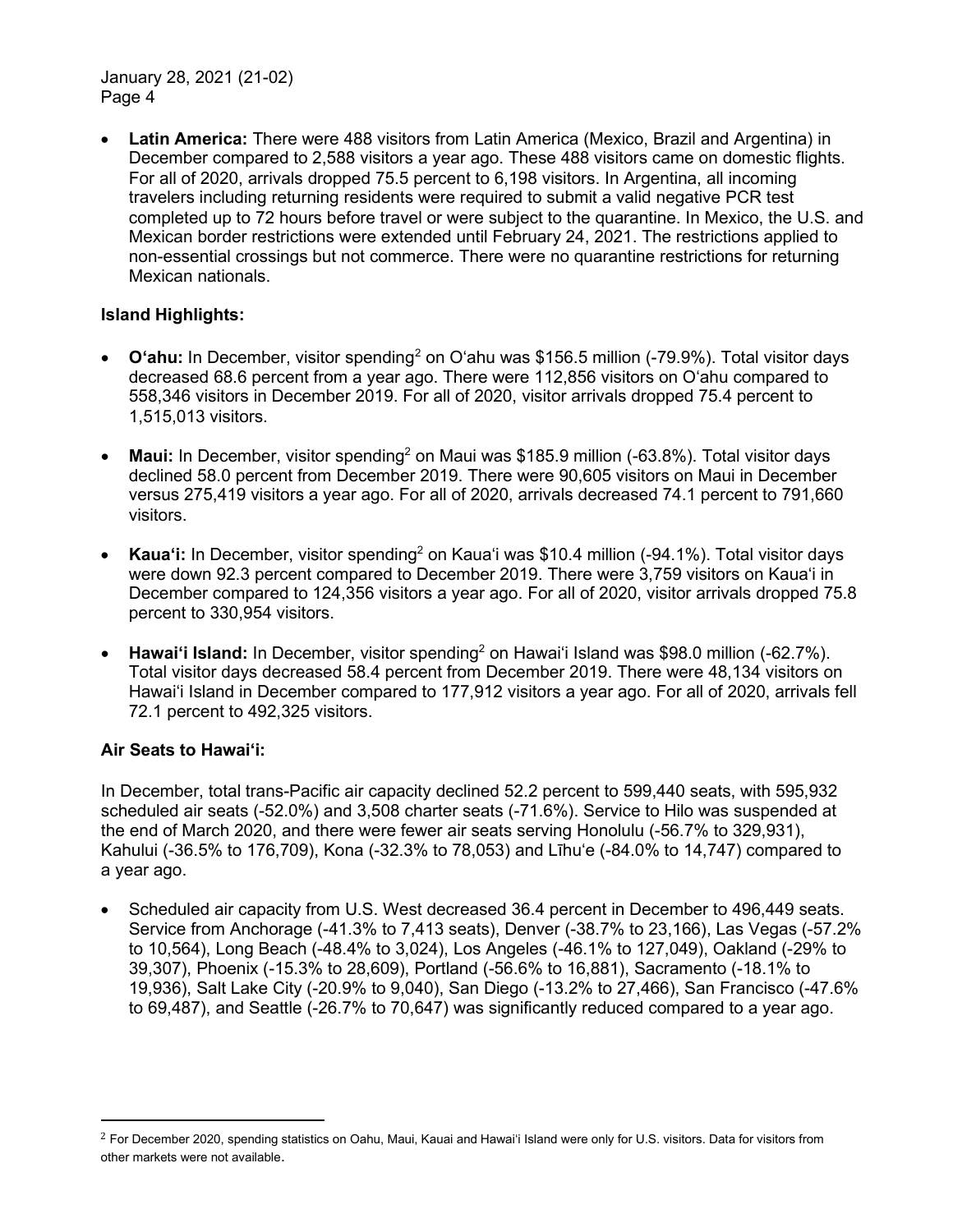- **Latin America:** There were 488 visitors from Latin America (Mexico, Brazil and Argentina) in December compared to 2,588 visitors a year ago. These 488 visitors came on domestic flights. For all of 2020, arrivals dropped 75.5 percent to 6,198 visitors. In Argentina, all incoming travelers including returning residents were required to submit a valid negative PCR test completed up to 72 hours before travel or were subject to the quarantine. In Mexico, the U.S. and Mexican border restrictions were extended until February 24, 2021. The restrictions applied to non-essential crossings but not commerce. There were no quarantine restrictions for returning Mexican nationals.

**Island Highlights:**

- **O'ahu:** In December, visitor spending[2] on O'ahu was $156.5 million (-79.9%). Total visitor days decreased 68.6 percent from a year ago. There were 112,856 visitors on O'ahu compared to 558,346 visitors in December 2019. For all of 2020, visitor arrivals dropped 75.4 percent to 1,515,013 visitors.

- **Maui:** In December, visitor spending[2] on Maui was $185.9 million (-63.8%). Total visitor days declined 58.0 percent from December 2019. There were 90,605 visitors on Maui in December versus 275,419 visitors a year ago. For all of 2020, arrivals decreased 74.1 percent to 791,660 visitors.

- **Kaua'i:** In December, visitor spending[2] on Kaua'i was $10.4 million (-94.1%). Total visitor days were down 92.3 percent compared to December 2019. There were 3,759 visitors on Kaua'i in December compared to 124,356 visitors a year ago. For all of 2020, visitor arrivals dropped 75.8 percent to 330,954 visitors.

- **Hawai'i Island:** In December, visitor spending[2] on Hawai'i Island was $98.0 million (-62.7%). Total visitor days decreased 58.4 percent from December 2019. There were 48,134 visitors on Hawai'i Island in December compared to 177,912 visitors a year ago. For all of 2020, arrivals fell 72.1 percent to 492,325 visitors.

**Air Seats to Hawai'i:**

In December, total trans-Pacific air capacity declined 52.2 percent to 599,440 seats, with 595,932 scheduled air seats (-52.0%) and 3,508 charter seats (-71.6%). Service to Hilo was suspended at the end of March 2020, and there were fewer air seats serving Honolulu (-56.7% to 329,931), Kahului (-36.5% to 176,709), Kona (-32.3% to 78,053) and Līhu'e (-84.0% to 14,747) compared to a year ago.

- Scheduled air capacity from U.S. West decreased 36.4 percent in December to 496,449 seats. Service from Anchorage (-41.3% to 7,413 seats), Denver (-38.7% to 23,166), Las Vegas (-57.2% to 10,564), Long Beach (-48.4% to 3,024), Los Angeles (-46.1% to 127,049), Oakland (-29% to 39,307), Phoenix (-15.3% to 28,609), Portland (-56.6% to 16,881), Sacramento (-18.1% to 19,936), Salt Lake City (-20.9% to 9,040), San Diego (-13.2% to 27,466), San Francisco (-47.6% to 69,487), and Seattle (-26.7% to 70,647) was significantly reduced compared to a year ago.

---

[2] For December 2020, spending statistics on Oahu, Maui, Kauai and Hawai'i Island were only for U.S. visitors. Data for visitors from other markets were not available.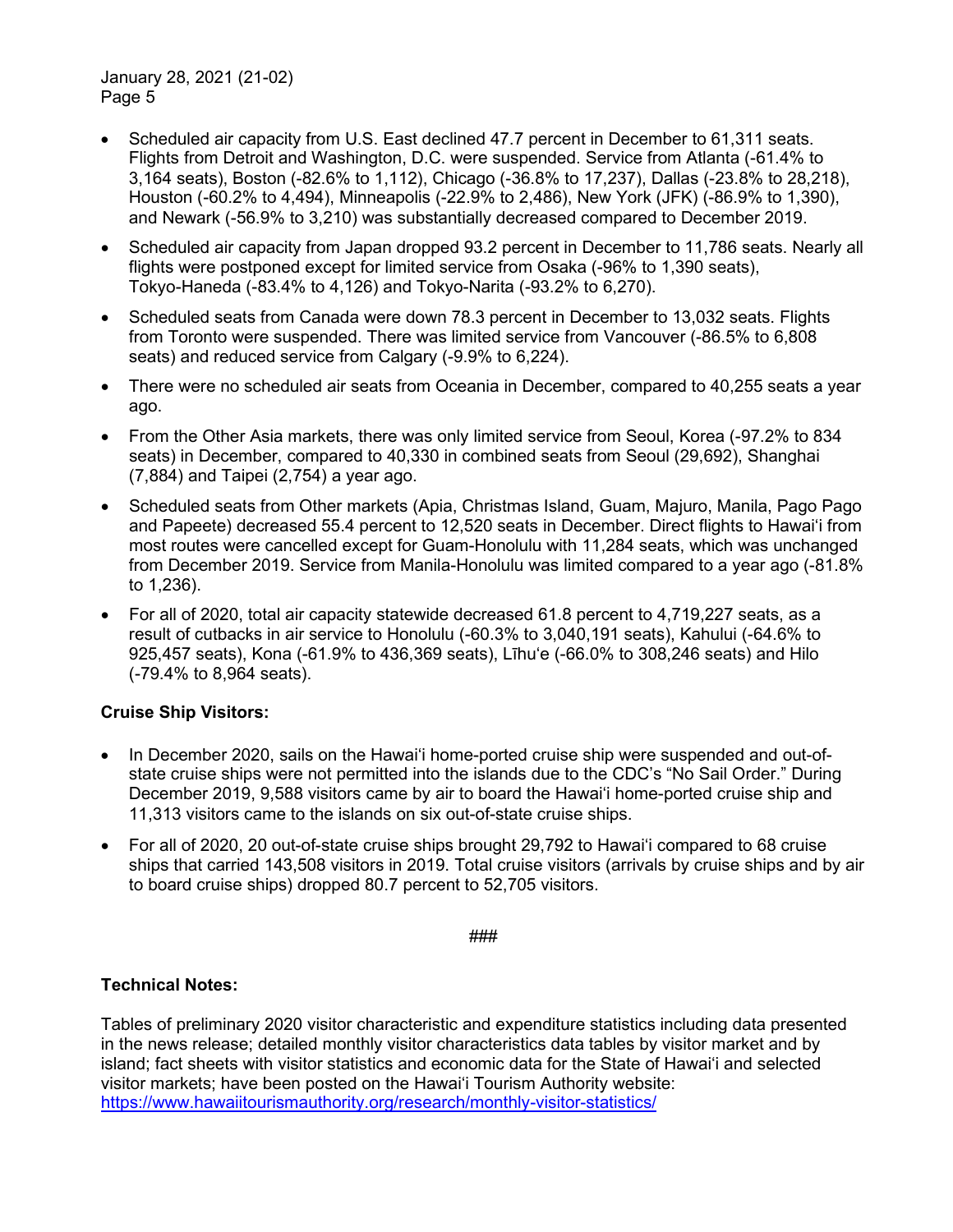- Scheduled air capacity from U.S. East declined 47.7 percent in December to 61,311 seats. Flights from Detroit and Washington, D.C. were suspended. Service from Atlanta (-61.4% to 3,164 seats), Boston (-82.6% to 1,112), Chicago (-36.8% to 17,237), Dallas (-23.8% to 28,218), Houston (-60.2% to 4,494), Minneapolis (-22.9% to 2,486), New York (JFK) (-86.9% to 1,390), and Newark (-56.9% to 3,210) was substantially decreased compared to December 2019.
- Scheduled air capacity from Japan dropped 93.2 percent in December to 11,786 seats. Nearly all flights were postponed except for limited service from Osaka (-96% to 1,390 seats), Tokyo-Haneda (-83.4% to 4,126) and Tokyo-Narita (-93.2% to 6,270).
- Scheduled seats from Canada were down 78.3 percent in December to 13,032 seats. Flights from Toronto were suspended. There was limited service from Vancouver (-86.5% to 6,808 seats) and reduced service from Calgary (-9.9% to 6,224).
- There were no scheduled air seats from Oceania in December, compared to 40,255 seats a year ago.
- From the Other Asia markets, there was only limited service from Seoul, Korea (-97.2% to 834 seats) in December, compared to 40,330 in combined seats from Seoul (29,692), Shanghai (7,884) and Taipei (2,754) a year ago.
- Scheduled seats from Other markets (Apia, Christmas Island, Guam, Majuro, Manila, Pago Pago and Papeete) decreased 55.4 percent to 12,520 seats in December. Direct flights to Hawaiʻi from most routes were cancelled except for Guam-Honolulu with 11,284 seats, which was unchanged from December 2019. Service from Manila-Honolulu was limited compared to a year ago (-81.8% to 1,236).
- For all of 2020, total air capacity statewide decreased 61.8 percent to 4,719,227 seats, as a result of cutbacks in air service to Honolulu (-60.3% to 3,040,191 seats), Kahului (-64.6% to 925,457 seats), Kona (-61.9% to 436,369 seats), Līhuʻe (-66.0% to 308,246 seats) and Hilo (-79.4% to 8,964 seats).

**Cruise Ship Visitors:**

- In December 2020, sails on the Hawaiʻi home-ported cruise ship were suspended and out-of-state cruise ships were not permitted into the islands due to the CDC's "No Sail Order." During December 2019, 9,588 visitors came by air to board the Hawaiʻi home-ported cruise ship and 11,313 visitors came to the islands on six out-of-state cruise ships.
- For all of 2020, 20 out-of-state cruise ships brought 29,792 to Hawaiʻi compared to 68 cruise ships that carried 143,508 visitors in 2019. Total cruise visitors (arrivals by cruise ships and by air to board cruise ships) dropped 80.7 percent to 52,705 visitors.

###

**Technical Notes:**

Tables of preliminary 2020 visitor characteristic and expenditure statistics including data presented in the news release; detailed monthly visitor characteristics data tables by visitor market and by island; fact sheets with visitor statistics and economic data for the State of Hawaiʻi and selected visitor markets; have been posted on the Hawaiʻi Tourism Authority website: https://www.hawaiitourismauthority.org/research/monthly-visitor-statistics/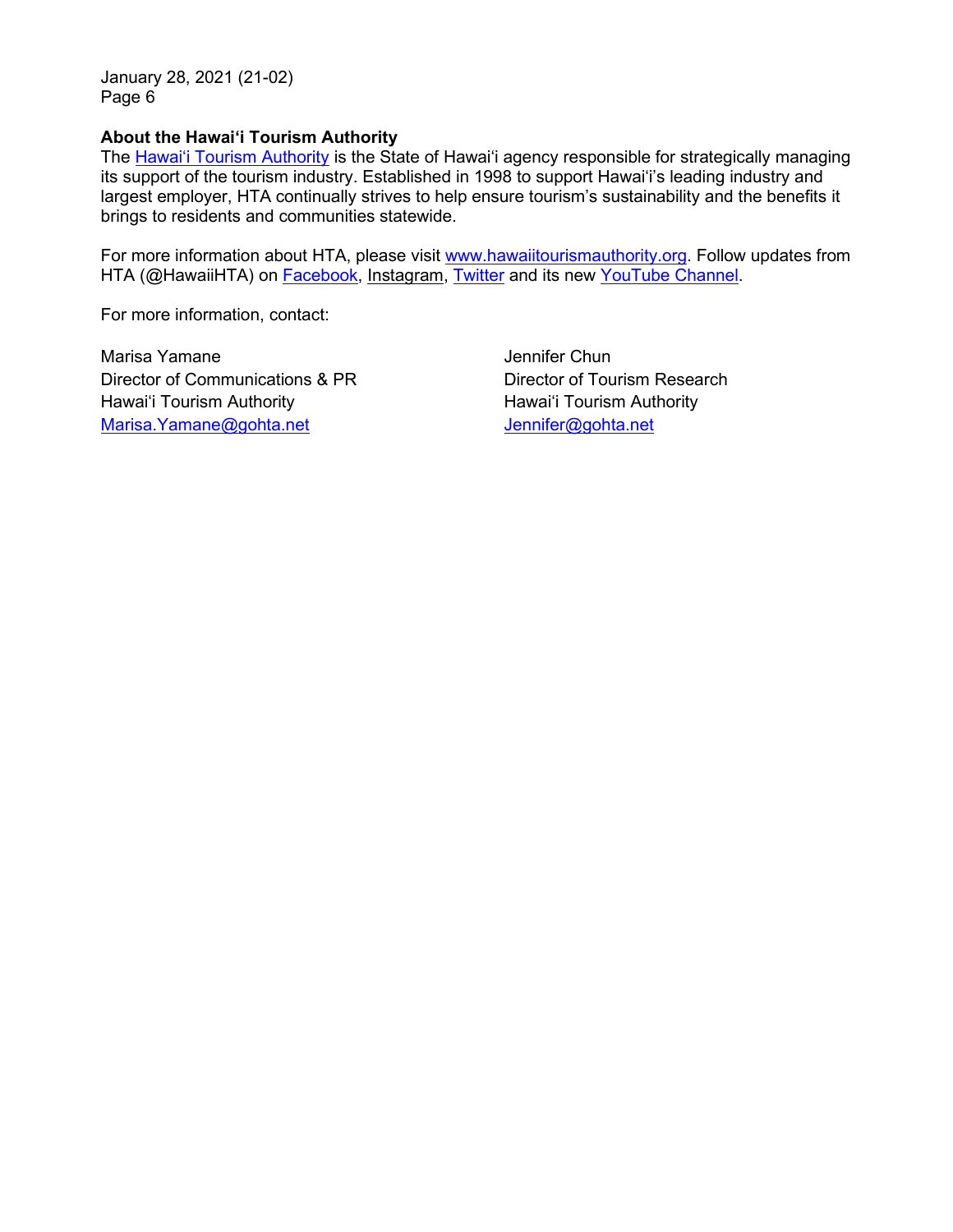### About the Hawai'i Tourism Authority

The Hawai'i Tourism Authority is the State of Hawai'i agency responsible for strategically managing its support of the tourism industry. Established in 1998 to support Hawai'i's leading industry and largest employer, HTA continually strives to help ensure tourism's sustainability and the benefits it brings to residents and communities statewide.

For more information about HTA, please visit www.hawaiitourismauthority.org. Follow updates from HTA (@HawaiiHTA) on Facebook, Instagram, Twitter and its new YouTube Channel.

For more information, contact:

Marisa Yamane
Director of Communications & PR
Hawai'i Tourism Authority
Marisa.Yamane@gohta.net

Jennifer Chun
Director of Tourism Research
Hawai'i Tourism Authority
Jennifer@gohta.net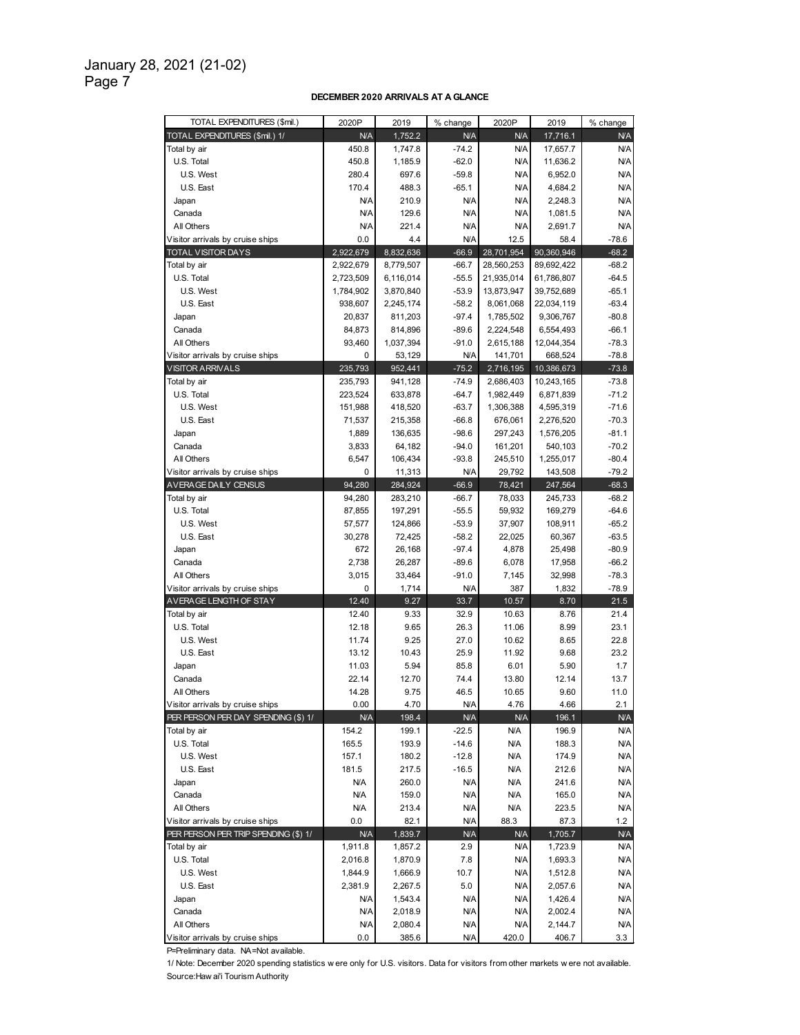**DECEMBER 2020 ARRIVALS AT A GLANCE**

| TOTAL EXPENDITURES ($mil.) | 2020P | 2019 | % change | 2020P | 2019 | % change |
|---|---|---|---|---|---|---|
| TOTAL EXPENDITURES ($mil.) 1/ | N/A | 1,752.2 | N/A | N/A | 17,716.1 | N/A |
| Total by air | 450.8 | 1,747.8 | -74.2 | N/A | 17,657.7 | N/A |
| U.S. Total | 450.8 | 1,185.9 | -62.0 | N/A | 11,636.2 | N/A |
| U.S. West | 280.4 | 697.6 | -59.8 | N/A | 6,952.0 | N/A |
| U.S. East | 170.4 | 488.3 | -65.1 | N/A | 4,684.2 | N/A |
| Japan | N/A | 210.9 | N/A | N/A | 2,248.3 | N/A |
| Canada | N/A | 129.6 | N/A | N/A | 1,081.5 | N/A |
| All Others | N/A | 221.4 | N/A | N/A | 2,691.7 | N/A |
| Visitor arrivals by cruise ships | 0.0 | 4.4 | N/A | 12.5 | 58.4 | -78.6 |
| TOTAL VISITOR DAYS | 2,922,679 | 8,832,636 | -66.9 | 28,701,954 | 90,360,946 | -68.2 |
| Total by air | 2,922,679 | 8,779,507 | -66.7 | 28,560,253 | 89,692,422 | -68.2 |
| U.S. Total | 2,723,509 | 6,116,014 | -55.5 | 21,935,014 | 61,786,807 | -64.5 |
| U.S. West | 1,784,902 | 3,870,840 | -53.9 | 13,873,947 | 39,752,689 | -65.1 |
| U.S. East | 938,607 | 2,245,174 | -58.2 | 8,061,068 | 22,034,119 | -63.4 |
| Japan | 20,837 | 811,203 | -97.4 | 1,785,502 | 9,306,767 | -80.8 |
| Canada | 84,873 | 814,896 | -89.6 | 2,224,548 | 6,554,493 | -66.1 |
| All Others | 93,460 | 1,037,394 | -91.0 | 2,615,188 | 12,044,354 | -78.3 |
| Visitor arrivals by cruise ships | 0 | 53,129 | N/A | 141,701 | 668,524 | -78.8 |
| VISITOR ARRIVALS | 235,793 | 952,441 | -75.2 | 2,716,195 | 10,386,673 | -73.8 |
| Total by air | 235,793 | 941,128 | -74.9 | 2,686,403 | 10,243,165 | -73.8 |
| U.S. Total | 223,524 | 633,878 | -64.7 | 1,982,449 | 6,871,839 | -71.2 |
| U.S. West | 151,988 | 418,520 | -63.7 | 1,306,388 | 4,595,319 | -71.6 |
| U.S. East | 71,537 | 215,358 | -66.8 | 676,061 | 2,276,520 | -70.3 |
| Japan | 1,889 | 136,635 | -98.6 | 297,243 | 1,576,205 | -81.1 |
| Canada | 3,833 | 64,182 | -94.0 | 161,201 | 540,103 | -70.2 |
| All Others | 6,547 | 106,434 | -93.8 | 245,510 | 1,255,017 | -80.4 |
| Visitor arrivals by cruise ships | 0 | 11,313 | N/A | 29,792 | 143,508 | -79.2 |
| AVERAGE DAILY CENSUS | 94,280 | 284,924 | -66.9 | 78,421 | 247,564 | -68.3 |
| Total by air | 94,280 | 283,210 | -66.7 | 78,033 | 245,733 | -68.2 |
| U.S. Total | 87,855 | 197,291 | -55.5 | 59,932 | 169,279 | -64.6 |
| U.S. West | 57,577 | 124,866 | -53.9 | 37,907 | 108,911 | -65.2 |
| U.S. East | 30,278 | 72,425 | -58.2 | 22,025 | 60,367 | -63.5 |
| Japan | 672 | 26,168 | -97.4 | 4,878 | 25,498 | -80.9 |
| Canada | 2,738 | 26,287 | -89.6 | 6,078 | 17,958 | -66.2 |
| All Others | 3,015 | 33,464 | -91.0 | 7,145 | 32,998 | -78.3 |
| Visitor arrivals by cruise ships | 0 | 1,714 | N/A | 387 | 1,832 | -78.9 |
| AVERAGE LENGTH OF STAY | 12.40 | 9.27 | 33.7 | 10.57 | 8.70 | 21.5 |
| Total by air | 12.40 | 9.33 | 32.9 | 10.63 | 8.76 | 21.4 |
| U.S. Total | 12.18 | 9.65 | 26.3 | 11.06 | 8.99 | 23.1 |
| U.S. West | 11.74 | 9.25 | 27.0 | 10.62 | 8.65 | 22.8 |
| U.S. East | 13.12 | 10.43 | 25.9 | 11.92 | 9.68 | 23.2 |
| Japan | 11.03 | 5.94 | 85.8 | 6.01 | 5.90 | 1.7 |
| Canada | 22.14 | 12.70 | 74.4 | 13.80 | 12.14 | 13.7 |
| All Others | 14.28 | 9.75 | 46.5 | 10.65 | 9.60 | 11.0 |
| Visitor arrivals by cruise ships | 0.00 | 4.70 | N/A | 4.76 | 4.66 | 2.1 |
| PER PERSON PER DAY SPENDING ($) 1/ | N/A | 198.4 | N/A | N/A | 196.1 | N/A |
| Total by air | 154.2 | 199.1 | -22.5 | N/A | 196.9 | N/A |
| U.S. Total | 165.5 | 193.9 | -14.6 | N/A | 188.3 | N/A |
| U.S. West | 157.1 | 180.2 | -12.8 | N/A | 174.9 | N/A |
| U.S. East | 181.5 | 217.5 | -16.5 | N/A | 212.6 | N/A |
| Japan | N/A | 260.0 | N/A | N/A | 241.6 | N/A |
| Canada | N/A | 159.0 | N/A | N/A | 165.0 | N/A |
| All Others | N/A | 213.4 | N/A | N/A | 223.5 | N/A |
| Visitor arrivals by cruise ships | 0.0 | 82.1 | N/A | 88.3 | 87.3 | 1.2 |
| PER PERSON PER TRIP SPENDING ($) 1/ | N/A | 1,839.7 | N/A | N/A | 1,705.7 | N/A |
| Total by air | 1,911.8 | 1,857.2 | 2.9 | N/A | 1,723.9 | N/A |
| U.S. Total | 2,016.8 | 1,870.9 | 7.8 | N/A | 1,693.3 | N/A |
| U.S. West | 1,844.9 | 1,666.9 | 10.7 | N/A | 1,512.8 | N/A |
| U.S. East | 2,381.9 | 2,267.5 | 5.0 | N/A | 2,057.6 | N/A |
| Japan | N/A | 1,543.4 | N/A | N/A | 1,426.4 | N/A |
| Canada | N/A | 2,018.9 | N/A | N/A | 2,002.4 | N/A |
| All Others | N/A | 2,080.4 | N/A | N/A | 2,144.7 | N/A |
| Visitor arrivals by cruise ships | 0.0 | 385.6 | N/A | 420.0 | 406.7 | 3.3 |

P=Preliminary data. NA=Not available.

1/ Note: December 2020 spending statistics were only for U.S. visitors. Data for visitors from other markets were not available.

Source: Hawai'i Tourism Authority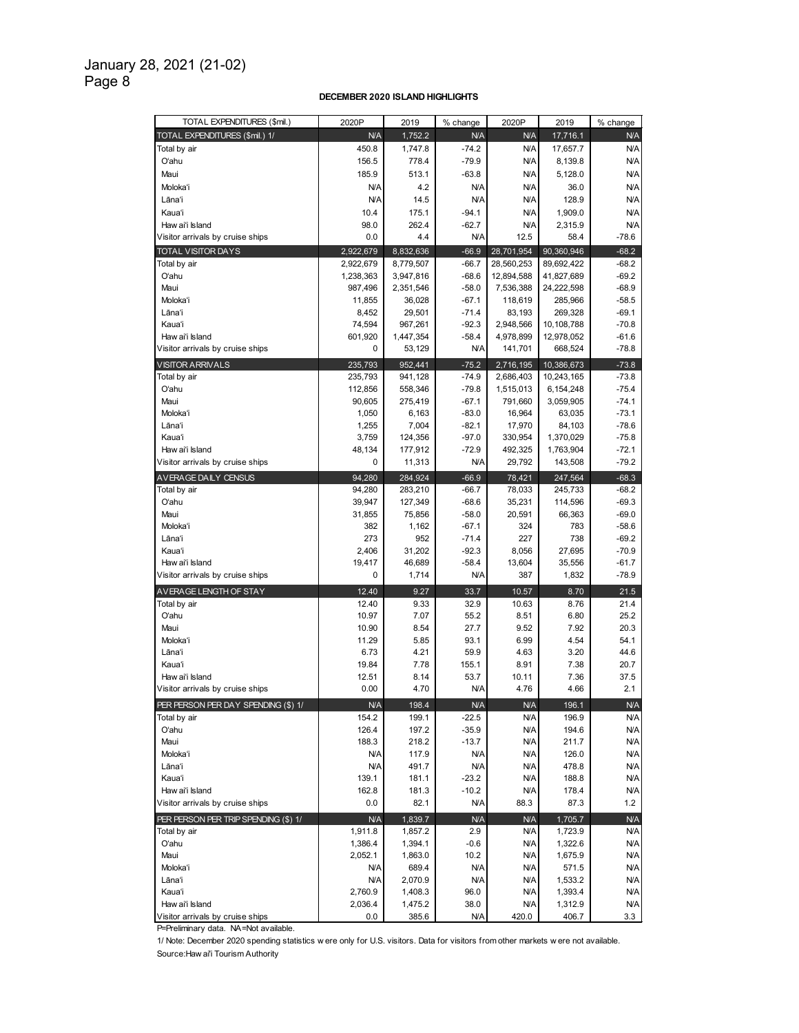January 28, 2021 (21-02)

**DECEMBER 2020 ISLAND HIGHLIGHTS**

| TOTAL EXPENDITURES ($mil.) | 2020P | 2019 | % change | 2020P | 2019 | % change |
|---|---|---|---|---|---|---|
| TOTAL EXPENDITURES ($mil.) 1/ | N/A | 1,752.2 | N/A | N/A | 17,716.1 | N/A |
| Total by air | 450.8 | 1,747.8 | -74.2 | N/A | 17,657.7 | N/A |
| O'ahu | 156.5 | 778.4 | -79.9 | N/A | 8,139.8 | N/A |
| Maui | 185.9 | 513.1 | -63.8 | N/A | 5,128.0 | N/A |
| Moloka'i | N/A | 4.2 | N/A | N/A | 36.0 | N/A |
| Lāna'i | N/A | 14.5 | N/A | N/A | 128.9 | N/A |
| Kaua'i | 10.4 | 175.1 | -94.1 | N/A | 1,909.0 | N/A |
| Hawai'i Island | 98.0 | 262.4 | -62.7 | N/A | 2,315.9 | N/A |
| Visitor arrivals by cruise ships | 0.0 | 4.4 | N/A | 12.5 | 58.4 | -78.6 |
| TOTAL VISITOR DAYS | 2,922,679 | 8,832,636 | -66.9 | 28,701,954 | 90,360,946 | -68.2 |
| Total by air | 2,922,679 | 8,779,507 | -66.7 | 28,560,253 | 89,692,422 | -68.2 |
| O'ahu | 1,238,363 | 3,947,816 | -68.6 | 12,894,588 | 41,827,689 | -69.2 |
| Maui | 987,496 | 2,351,546 | -58.0 | 7,536,388 | 24,222,598 | -68.9 |
| Moloka'i | 11,855 | 36,028 | -67.1 | 118,619 | 285,966 | -58.5 |
| Lāna'i | 8,452 | 29,501 | -71.4 | 83,193 | 269,328 | -69.1 |
| Kaua'i | 74,594 | 967,261 | -92.3 | 2,948,566 | 10,108,788 | -70.8 |
| Hawai'i Island | 601,920 | 1,447,354 | -58.4 | 4,978,899 | 12,978,052 | -61.6 |
| Visitor arrivals by cruise ships | 0 | 53,129 | N/A | 141,701 | 668,524 | -78.8 |
| VISITOR ARRIVALS | 235,793 | 952,441 | -75.2 | 2,716,195 | 10,386,673 | -73.8 |
| Total by air | 235,793 | 941,128 | -74.9 | 2,686,403 | 10,243,165 | -73.8 |
| O'ahu | 112,856 | 558,346 | -79.8 | 1,515,013 | 6,154,248 | -75.4 |
| Maui | 90,605 | 275,419 | -67.1 | 791,660 | 3,059,905 | -74.1 |
| Moloka'i | 1,050 | 6,163 | -83.0 | 16,964 | 63,035 | -73.1 |
| Lāna'i | 1,255 | 7,004 | -82.1 | 17,970 | 84,103 | -78.6 |
| Kaua'i | 3,759 | 124,356 | -97.0 | 330,954 | 1,370,029 | -75.8 |
| Hawai'i Island | 48,134 | 177,912 | -72.9 | 492,325 | 1,763,904 | -72.1 |
| Visitor arrivals by cruise ships | 0 | 11,313 | N/A | 29,792 | 143,508 | -79.2 |
| AVERAGE DAILY CENSUS | 94,280 | 284,924 | -66.9 | 78,421 | 247,564 | -68.3 |
| Total by air | 94,280 | 283,210 | -66.7 | 78,033 | 245,733 | -68.2 |
| O'ahu | 39,947 | 127,349 | -68.6 | 35,231 | 114,596 | -69.3 |
| Maui | 31,855 | 75,856 | -58.0 | 20,591 | 66,363 | -69.0 |
| Moloka'i | 382 | 1,162 | -67.1 | 324 | 783 | -58.6 |
| Lāna'i | 273 | 952 | -71.4 | 227 | 738 | -69.2 |
| Kaua'i | 2,406 | 31,202 | -92.3 | 8,056 | 27,695 | -70.9 |
| Hawai'i Island | 19,417 | 46,689 | -58.4 | 13,604 | 35,556 | -61.7 |
| Visitor arrivals by cruise ships | 0 | 1,714 | N/A | 387 | 1,832 | -78.9 |
| AVERAGE LENGTH OF STAY | 12.40 | 9.27 | 33.7 | 10.57 | 8.70 | 21.5 |
| Total by air | 12.40 | 9.33 | 32.9 | 10.63 | 8.76 | 21.4 |
| O'ahu | 10.97 | 7.07 | 55.2 | 8.51 | 6.80 | 25.2 |
| Maui | 10.90 | 8.54 | 27.7 | 9.52 | 7.92 | 20.3 |
| Moloka'i | 11.29 | 5.85 | 93.1 | 6.99 | 4.54 | 54.1 |
| Lāna'i | 6.73 | 4.21 | 59.9 | 4.63 | 3.20 | 44.6 |
| Kaua'i | 19.84 | 7.78 | 155.1 | 8.91 | 7.38 | 20.7 |
| Hawai'i Island | 12.51 | 8.14 | 53.7 | 10.11 | 7.36 | 37.5 |
| Visitor arrivals by cruise ships | 0.00 | 4.70 | N/A | 4.76 | 4.66 | 2.1 |
| PER PERSON PER DAY SPENDING ($) 1/ | N/A | 198.4 | N/A | N/A | 196.1 | N/A |
| Total by air | 154.2 | 199.1 | -22.5 | N/A | 196.9 | N/A |
| O'ahu | 126.4 | 197.2 | -35.9 | N/A | 194.6 | N/A |
| Maui | 188.3 | 218.2 | -13.7 | N/A | 211.7 | N/A |
| Moloka'i | N/A | 117.9 | N/A | N/A | 126.0 | N/A |
| Lāna'i | N/A | 491.7 | N/A | N/A | 478.8 | N/A |
| Kaua'i | 139.1 | 181.1 | -23.2 | N/A | 188.8 | N/A |
| Hawai'i Island | 162.8 | 181.3 | -10.2 | N/A | 178.4 | N/A |
| Visitor arrivals by cruise ships | 0.0 | 82.1 | N/A | 88.3 | 87.3 | 1.2 |
| PER PERSON PER TRIP SPENDING ($) 1/ | N/A | 1,839.7 | N/A | N/A | 1,705.7 | N/A |
| Total by air | 1,911.8 | 1,857.2 | 2.9 | N/A | 1,723.9 | N/A |
| O'ahu | 1,386.4 | 1,394.1 | -0.6 | N/A | 1,322.6 | N/A |
| Maui | 2,052.1 | 1,863.0 | 10.2 | N/A | 1,675.9 | N/A |
| Moloka'i | N/A | 689.4 | N/A | N/A | 571.5 | N/A |
| Lāna'i | N/A | 2,070.9 | N/A | N/A | 1,533.2 | N/A |
| Kaua'i | 2,760.9 | 1,408.3 | 96.0 | N/A | 1,393.4 | N/A |
| Hawai'i Island | 2,036.4 | 1,475.2 | 38.0 | N/A | 1,312.9 | N/A |
| Visitor arrivals by cruise ships | 0.0 | 385.6 | N/A | 420.0 | 406.7 | 3.3 |

P=Preliminary data. NA=Not available.

1/ Note: December 2020 spending statistics were only for U.S. visitors. Data for visitors from other markets were not available.

Source: Hawai'i Tourism Authority